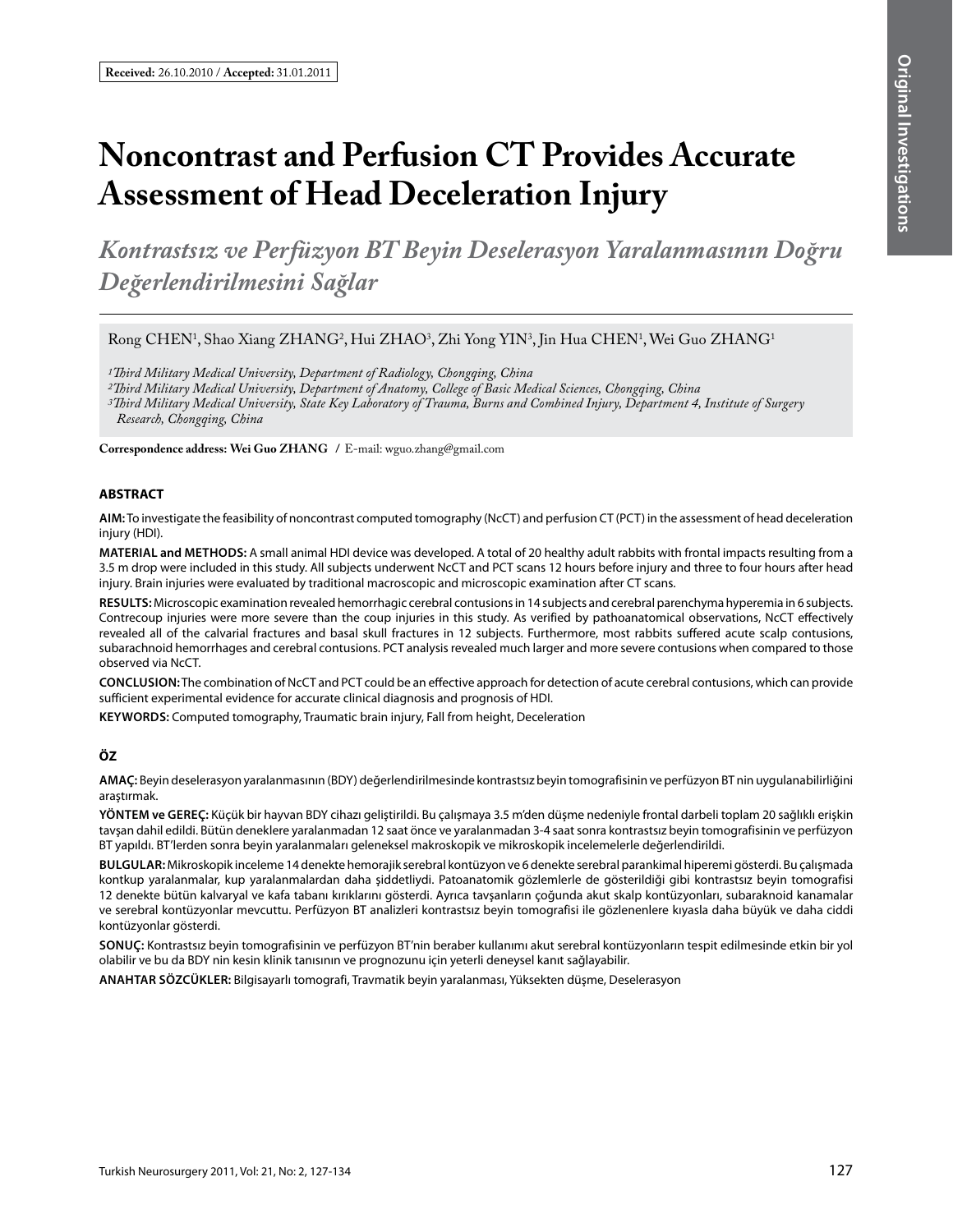**Received:** 26.10.2010 / **Accepted:** 31.01.2011

# Noncontrast and Perfusion CT Provides Accurate Assessment of Head Deceleration Injury

## *Kontrastsız ve Perfüzyon BT Beyin Deselerasyon Yaralanmasının Doğru Değerlendirilmesini Sağlar*

Rong CHEN[1], Shao Xiang ZHANG[2], Hui ZHAO[3], Zhi Yong YIN[3], Jin Hua CHEN[1], Wei Guo ZHANG[1]

*[1]Third Military Medical University, Department of Radiology, Chongqing, China*
*[2]Third Military Medical University, Department of Anatomy, College of Basic Medical Sciences, Chongqing, China*
*[3]Third Military Medical University, State Key Laboratory of Trauma, Burns and Combined Injury, Department 4, Institute of Surgery Research, Chongqing, China*

**Correspondence address: Wei Guo ZHANG** / E-mail: wguo.zhang@gmail.com

### ABSTRACT

**AIM:** To investigate the feasibility of noncontrast computed tomography (NcCT) and perfusion CT (PCT) in the assessment of head deceleration injury (HDI).

**MATERIAL and METHODS:** A small animal HDI device was developed. A total of 20 healthy adult rabbits with frontal impacts resulting from a 3.5 m drop were included in this study. All subjects underwent NcCT and PCT scans 12 hours before injury and three to four hours after head injury. Brain injuries were evaluated by traditional macroscopic and microscopic examination after CT scans.

**RESULTS:** Microscopic examination revealed hemorrhagic cerebral contusions in 14 subjects and cerebral parenchyma hyperemia in 6 subjects. Contrecoup injuries were more severe than the coup injuries in this study. As verified by pathoanatomical observations, NcCT effectively revealed all of the calvarial fractures and basal skull fractures in 12 subjects. Furthermore, most rabbits suffered acute scalp contusions, subarachnoid hemorrhages and cerebral contusions. PCT analysis revealed much larger and more severe contusions when compared to those observed via NcCT.

**CONCLUSION:** The combination of NcCT and PCT could be an effective approach for detection of acute cerebral contusions, which can provide sufficient experimental evidence for accurate clinical diagnosis and prognosis of HDI.

**KEYWORDS:** Computed tomography, Traumatic brain injury, Fall from height, Deceleration

### ÖZ

**AMAÇ:** Beyin deselerasyon yaralanmasının (BDY) değerlendirilmesinde kontrastsız beyin tomografisinin ve perfüzyon BT nin uygulanabilirliğini araştırmak.

**YÖNTEM ve GEREÇ:** Küçük bir hayvan BDY cihazı geliştirildi. Bu çalışmaya 3.5 m'den düşme nedeniyle frontal darbeli toplam 20 sağlıklı erişkin tavşan dahil edildi. Bütün deneklere yaralanmadan 12 saat önce ve yaralanmadan 3-4 saat sonra kontrastsız beyin tomografisinin ve perfüzyon BT yapıldı. BT'lerden sonra beyin yaralanmaları geleneksel makroskopik ve mikroskopik incelemelerle değerlendirildi.

**BULGULAR:** Mikroskopik inceleme 14 denekte hemorajik serebral kontüzyon ve 6 denekte serebral parankimal hiperemi gösterdi. Bu çalışmada kontkup yaralanmalar, kup yaralanmalardan daha şiddetliydi. Patoanatomik gözlemlerle de gösterildiği gibi kontrastsız beyin tomografisi 12 denekte bütün kalvaryal ve kafa tabanı kırıklarını gösterdi. Ayrıca tavşanların çoğunda akut skalp kontüzyonları, subaraknoid kanamalar ve serebral kontüzyonlar mevcuttu. Perfüzyon BT analizleri kontrastsız beyin tomografisi ile gözlenenlere kıyasla daha büyük ve daha ciddi kontüzyonlar gösterdi.

**SONUÇ:** Kontrastsız beyin tomografisinin ve perfüzyon BT'nin beraber kullanımı akut serebral kontüzyonların tespit edilmesinde etkin bir yol olabilir ve bu da BDY nin kesin klinik tanısının ve prognozunu için yeterli deneysel kanıt sağlayabilir.

**ANAHTAR SÖZCÜKLER:** Bilgisayarlı tomografi, Travmatik beyin yaralanması, Yüksekten düşme, Deselerasyon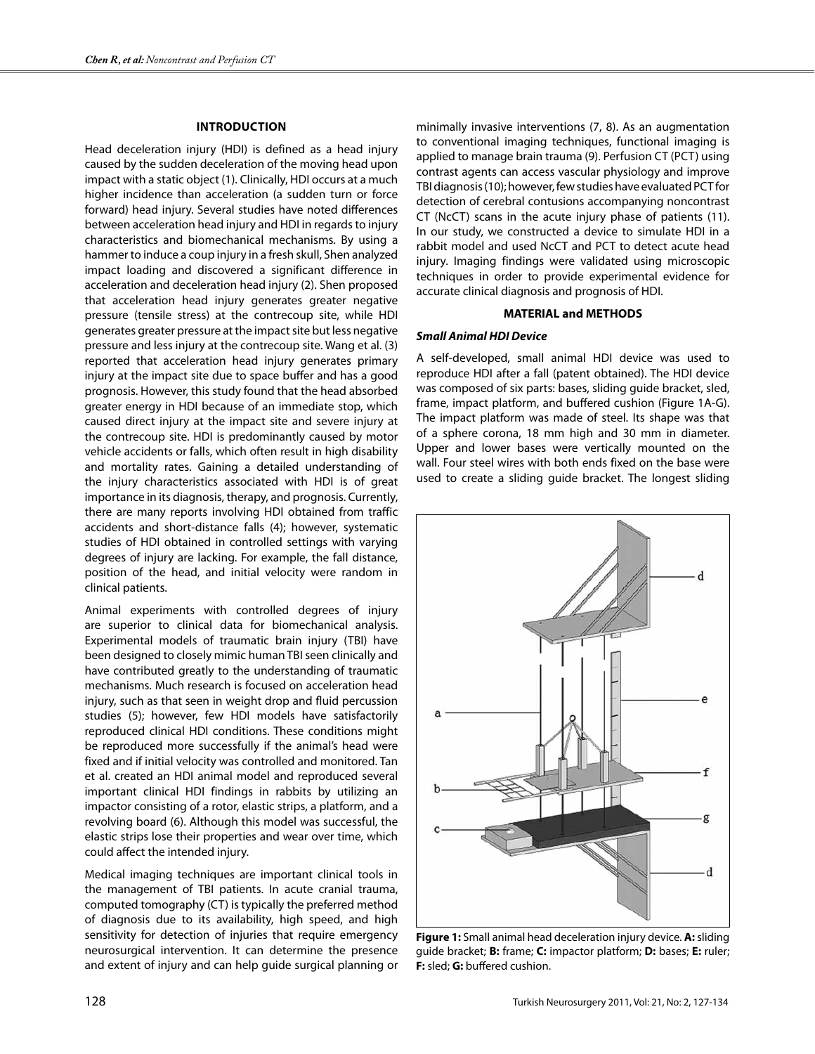## INTRODUCTION

Head deceleration injury (HDI) is defined as a head injury caused by the sudden deceleration of the moving head upon impact with a static object (1). Clinically, HDI occurs at a much higher incidence than acceleration (a sudden turn or force forward) head injury. Several studies have noted differences between acceleration head injury and HDI in regards to injury characteristics and biomechanical mechanisms. By using a hammer to induce a coup injury in a fresh skull, Shen analyzed impact loading and discovered a significant difference in acceleration and deceleration head injury (2). Shen proposed that acceleration head injury generates greater negative pressure (tensile stress) at the contrecoup site, while HDI generates greater pressure at the impact site but less negative pressure and less injury at the contrecoup site. Wang et al. (3) reported that acceleration head injury generates primary injury at the impact site due to space buffer and has a good prognosis. However, this study found that the head absorbed greater energy in HDI because of an immediate stop, which caused direct injury at the impact site and severe injury at the contrecoup site. HDI is predominantly caused by motor vehicle accidents or falls, which often result in high disability and mortality rates. Gaining a detailed understanding of the injury characteristics associated with HDI is of great importance in its diagnosis, therapy, and prognosis. Currently, there are many reports involving HDI obtained from traffic accidents and short-distance falls (4); however, systematic studies of HDI obtained in controlled settings with varying degrees of injury are lacking. For example, the fall distance, position of the head, and initial velocity were random in clinical patients.

Animal experiments with controlled degrees of injury are superior to clinical data for biomechanical analysis. Experimental models of traumatic brain injury (TBI) have been designed to closely mimic human TBI seen clinically and have contributed greatly to the understanding of traumatic mechanisms. Much research is focused on acceleration head injury, such as that seen in weight drop and fluid percussion studies (5); however, few HDI models have satisfactorily reproduced clinical HDI conditions. These conditions might be reproduced more successfully if the animal's head were fixed and if initial velocity was controlled and monitored. Tan et al. created an HDI animal model and reproduced several important clinical HDI findings in rabbits by utilizing an impactor consisting of a rotor, elastic strips, a platform, and a revolving board (6). Although this model was successful, the elastic strips lose their properties and wear over time, which could affect the intended injury.

Medical imaging techniques are important clinical tools in the management of TBI patients. In acute cranial trauma, computed tomography (CT) is typically the preferred method of diagnosis due to its availability, high speed, and high sensitivity for detection of injuries that require emergency neurosurgical intervention. It can determine the presence and extent of injury and can help guide surgical planning or minimally invasive interventions (7, 8). As an augmentation to conventional imaging techniques, functional imaging is applied to manage brain trauma (9). Perfusion CT (PCT) using contrast agents can access vascular physiology and improve TBI diagnosis (10); however, few studies have evaluated PCT for detection of cerebral contusions accompanying noncontrast CT (NcCT) scans in the acute injury phase of patients (11). In our study, we constructed a device to simulate HDI in a rabbit model and used NcCT and PCT to detect acute head injury. Imaging findings were validated using microscopic techniques in order to provide experimental evidence for accurate clinical diagnosis and prognosis of HDI.

## MATERIAL and METHODS

### *Small Animal HDI Device*

A self-developed, small animal HDI device was used to reproduce HDI after a fall (patent obtained). The HDI device was composed of six parts: bases, sliding guide bracket, sled, frame, impact platform, and buffered cushion (Figure 1A-G). The impact platform was made of steel. Its shape was that of a sphere corona, 18 mm high and 30 mm in diameter. Upper and lower bases were vertically mounted on the wall. Four steel wires with both ends fixed on the base were used to create a sliding guide bracket. The longest sliding

**Figure 1:** Small animal head deceleration injury device. **A:** sliding guide bracket; **B:** frame; **C:** impactor platform; **D:** bases; **E:** ruler; **F:** sled; **G:** buffered cushion.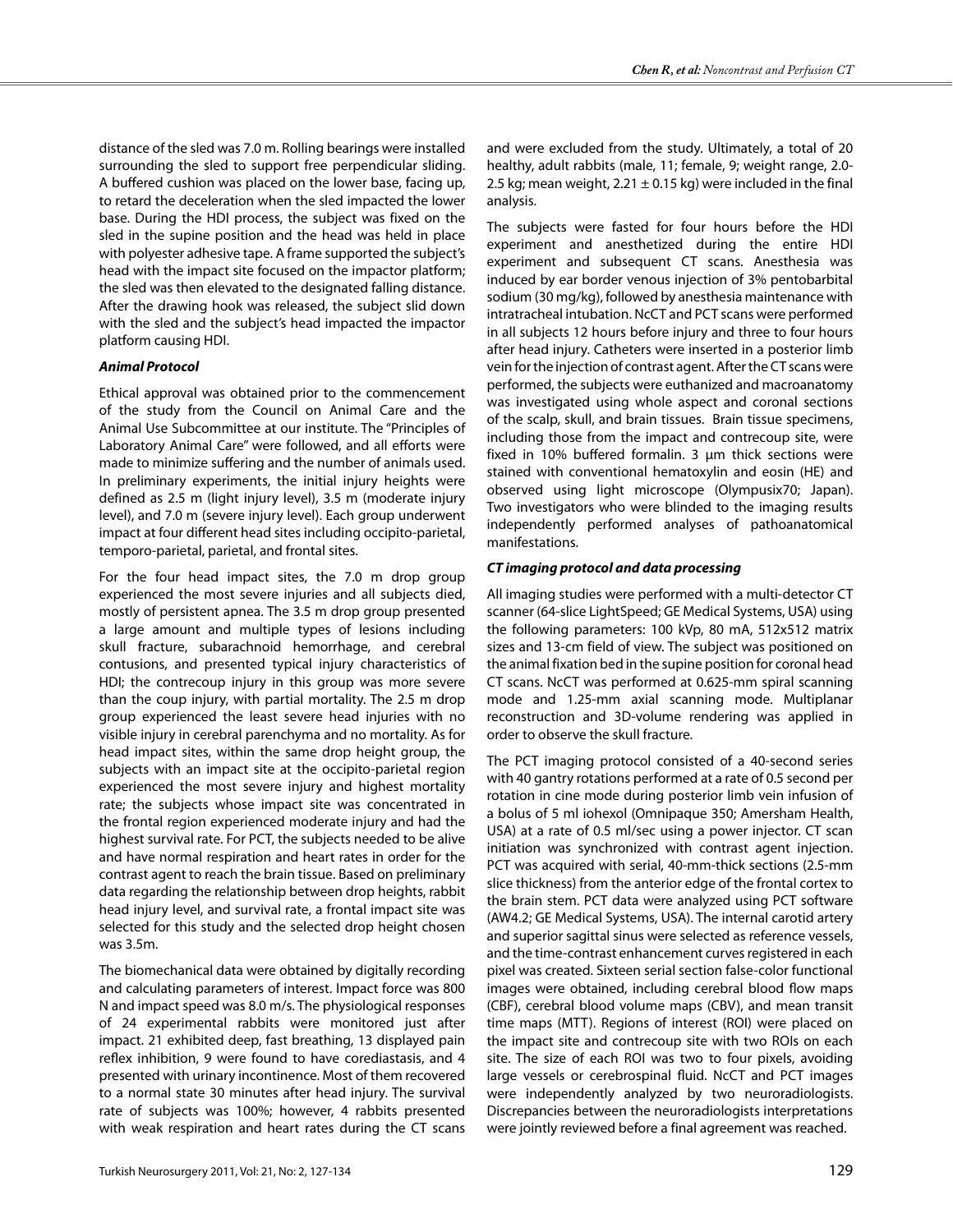distance of the sled was 7.0 m. Rolling bearings were installed surrounding the sled to support free perpendicular sliding. A buffered cushion was placed on the lower base, facing up, to retard the deceleration when the sled impacted the lower base. During the HDI process, the subject was fixed on the sled in the supine position and the head was held in place with polyester adhesive tape. A frame supported the subject's head with the impact site focused on the impactor platform; the sled was then elevated to the designated falling distance. After the drawing hook was released, the subject slid down with the sled and the subject's head impacted the impactor platform causing HDI.

#### *Animal Protocol*

Ethical approval was obtained prior to the commencement of the study from the Council on Animal Care and the Animal Use Subcommittee at our institute. The "Principles of Laboratory Animal Care" were followed, and all efforts were made to minimize suffering and the number of animals used. In preliminary experiments, the initial injury heights were defined as 2.5 m (light injury level), 3.5 m (moderate injury level), and 7.0 m (severe injury level). Each group underwent impact at four different head sites including occipito-parietal, temporo-parietal, parietal, and frontal sites.

For the four head impact sites, the 7.0 m drop group experienced the most severe injuries and all subjects died, mostly of persistent apnea. The 3.5 m drop group presented a large amount and multiple types of lesions including skull fracture, subarachnoid hemorrhage, and cerebral contusions, and presented typical injury characteristics of HDI; the contrecoup injury in this group was more severe than the coup injury, with partial mortality. The 2.5 m drop group experienced the least severe head injuries with no visible injury in cerebral parenchyma and no mortality. As for head impact sites, within the same drop height group, the subjects with an impact site at the occipito-parietal region experienced the most severe injury and highest mortality rate; the subjects whose impact site was concentrated in the frontal region experienced moderate injury and had the highest survival rate. For PCT, the subjects needed to be alive and have normal respiration and heart rates in order for the contrast agent to reach the brain tissue. Based on preliminary data regarding the relationship between drop heights, rabbit head injury level, and survival rate, a frontal impact site was selected for this study and the selected drop height chosen was 3.5m.

The biomechanical data were obtained by digitally recording and calculating parameters of interest. Impact force was 800 N and impact speed was 8.0 m/s. The physiological responses of 24 experimental rabbits were monitored just after impact. 21 exhibited deep, fast breathing, 13 displayed pain reflex inhibition, 9 were found to have corediastasis, and 4 presented with urinary incontinence. Most of them recovered to a normal state 30 minutes after head injury. The survival rate of subjects was 100%; however, 4 rabbits presented with weak respiration and heart rates during the CT scans and were excluded from the study. Ultimately, a total of 20 healthy, adult rabbits (male, 11; female, 9; weight range, 2.0-2.5 kg; mean weight, 2.21 ± 0.15 kg) were included in the final analysis.

The subjects were fasted for four hours before the HDI experiment and anesthetized during the entire HDI experiment and subsequent CT scans. Anesthesia was induced by ear border venous injection of 3% pentobarbital sodium (30 mg/kg), followed by anesthesia maintenance with intratracheal intubation. NcCT and PCT scans were performed in all subjects 12 hours before injury and three to four hours after head injury. Catheters were inserted in a posterior limb vein for the injection of contrast agent. After the CT scans were performed, the subjects were euthanized and macroanatomy was investigated using whole aspect and coronal sections of the scalp, skull, and brain tissues. Brain tissue specimens, including those from the impact and contrecoup site, were fixed in 10% buffered formalin. 3 μm thick sections were stained with conventional hematoxylin and eosin (HE) and observed using light microscope (Olympusix70; Japan). Two investigators who were blinded to the imaging results independently performed analyses of pathoanatomical manifestations.

#### *CT imaging protocol and data processing*

All imaging studies were performed with a multi-detector CT scanner (64-slice LightSpeed; GE Medical Systems, USA) using the following parameters: 100 kVp, 80 mA, 512x512 matrix sizes and 13-cm field of view. The subject was positioned on the animal fixation bed in the supine position for coronal head CT scans. NcCT was performed at 0.625-mm spiral scanning mode and 1.25-mm axial scanning mode. Multiplanar reconstruction and 3D-volume rendering was applied in order to observe the skull fracture.

The PCT imaging protocol consisted of a 40-second series with 40 gantry rotations performed at a rate of 0.5 second per rotation in cine mode during posterior limb vein infusion of a bolus of 5 ml iohexol (Omnipaque 350; Amersham Health, USA) at a rate of 0.5 ml/sec using a power injector. CT scan initiation was synchronized with contrast agent injection. PCT was acquired with serial, 40-mm-thick sections (2.5-mm slice thickness) from the anterior edge of the frontal cortex to the brain stem. PCT data were analyzed using PCT software (AW4.2; GE Medical Systems, USA). The internal carotid artery and superior sagittal sinus were selected as reference vessels, and the time-contrast enhancement curves registered in each pixel was created. Sixteen serial section false-color functional images were obtained, including cerebral blood flow maps (CBF), cerebral blood volume maps (CBV), and mean transit time maps (MTT). Regions of interest (ROI) were placed on the impact site and contrecoup site with two ROIs on each site. The size of each ROI was two to four pixels, avoiding large vessels or cerebrospinal fluid. NcCT and PCT images were independently analyzed by two neuroradiologists. Discrepancies between the neuroradiologists interpretations were jointly reviewed before a final agreement was reached.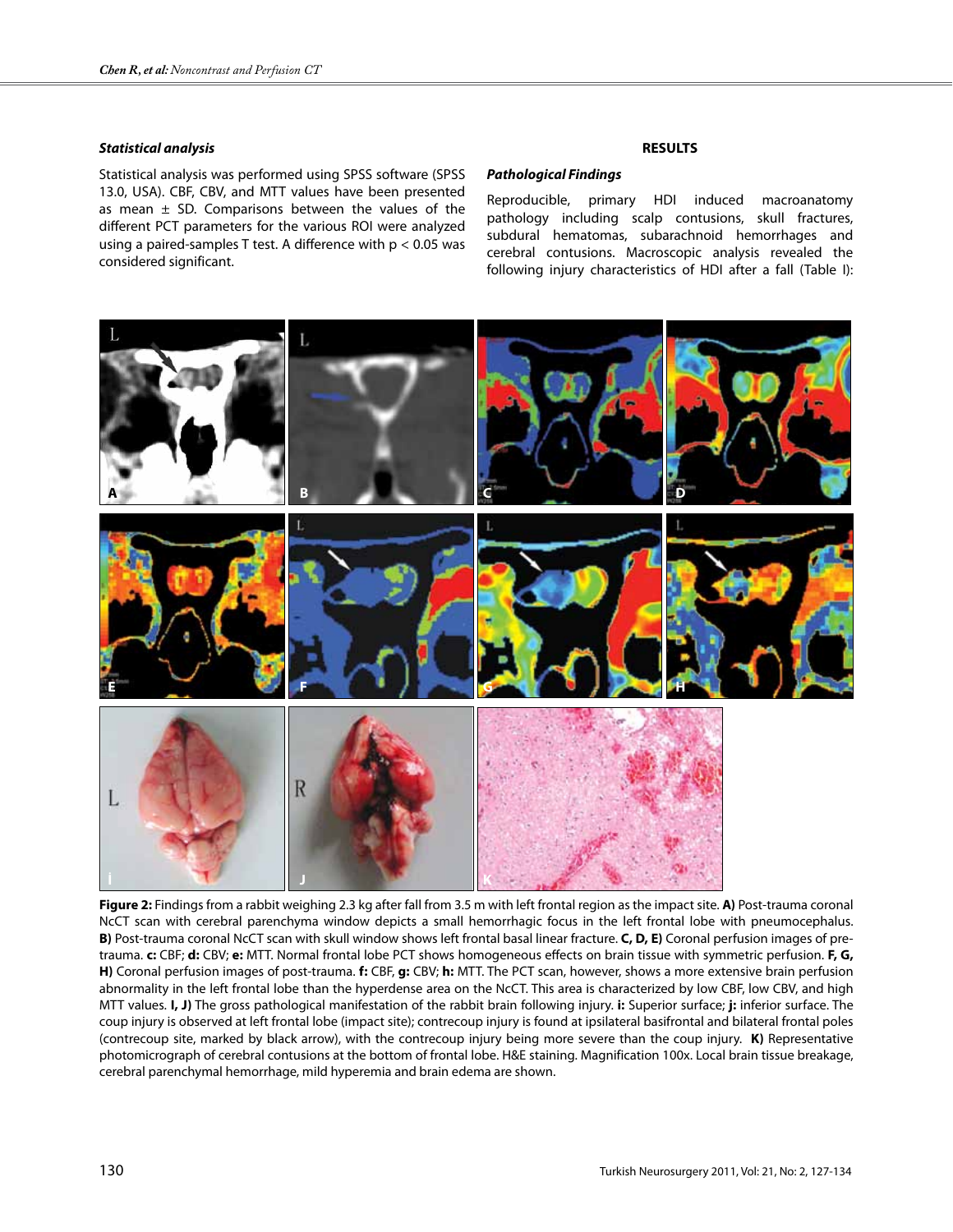### *Statistical analysis*

Statistical analysis was performed using SPSS software (SPSS 13.0, USA). CBF, CBV, and MTT values have been presented as mean ± SD. Comparisons between the values of the different PCT parameters for the various ROI were analyzed using a paired-samples T test. A difference with $p < 0.05$ was considered significant.

## RESULTS

### *Pathological Findings*

Reproducible, primary HDI induced macroanatomy pathology including scalp contusions, skull fractures, subdural hematomas, subarachnoid hemorrhages and cerebral contusions. Macroscopic analysis revealed the following injury characteristics of HDI after a fall (Table I):

**Figure 2:** Findings from a rabbit weighing 2.3 kg after fall from 3.5 m with left frontal region as the impact site. **A)** Post-trauma coronal NcCT scan with cerebral parenchyma window depicts a small hemorrhagic focus in the left frontal lobe with pneumocephalus. **B)** Post-trauma coronal NcCT scan with skull window shows left frontal basal linear fracture. **C, D, E)** Coronal perfusion images of pre-trauma. **c:** CBF; **d:** CBV; **e:** MTT. Normal frontal lobe PCT shows homogeneous effects on brain tissue with symmetric perfusion. **F, G, H)** Coronal perfusion images of post-trauma. **f:** CBF, **g:** CBV; **h:** MTT. The PCT scan, however, shows a more extensive brain perfusion abnormality in the left frontal lobe than the hyperdense area on the NcCT. This area is characterized by low CBF, low CBV, and high MTT values. **I, J)** The gross pathological manifestation of the rabbit brain following injury. **i:** Superior surface; **j:** inferior surface. The coup injury is observed at left frontal lobe (impact site); contrecoup injury is found at ipsilateral basifrontal and bilateral frontal poles (contrecoup site, marked by black arrow), with the contrecoup injury being more severe than the coup injury. **K)** Representative photomicrograph of cerebral contusions at the bottom of frontal lobe. H&E staining. Magnification 100x. Local brain tissue breakage, cerebral parenchymal hemorrhage, mild hyperemia and brain edema are shown.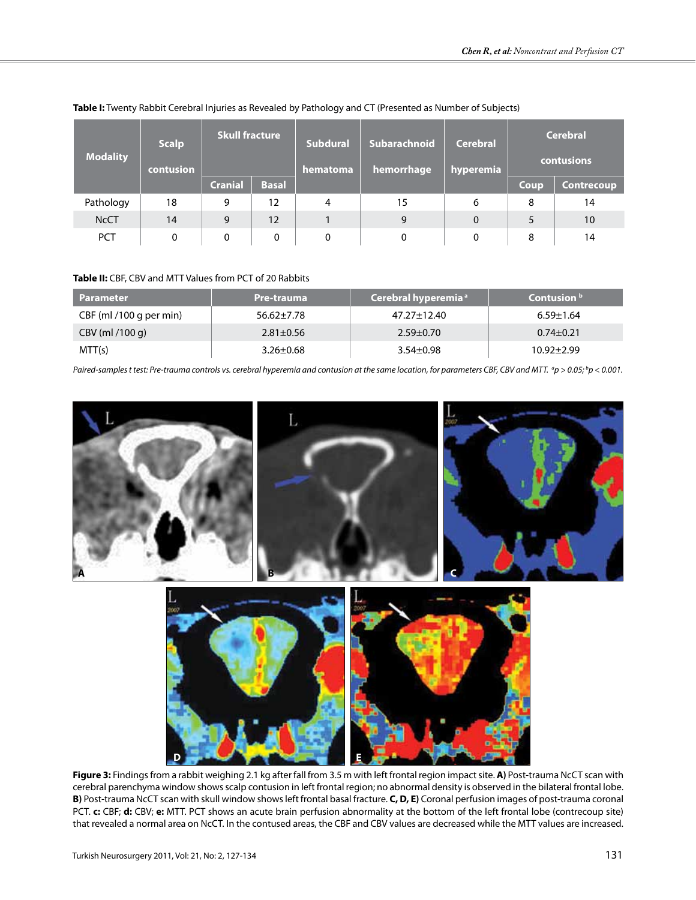**Table I:** Twenty Rabbit Cerebral Injuries as Revealed by Pathology and CT (Presented as Number of Subjects)

| Modality | Scalp contusion | Skull fracture | | Subdural hematoma | Subarachnoid hemorrhage | Cerebral hyperemia | Cerebral contusions | |
|---|---|---|---|---|---|---|---|---|
| | | Cranial | Basal | | | | Coup | Contrecoup |
| Pathology | 18 | 9 | 12 | 4 | 15 | 6 | 8 | 14 |
| NcCT | 14 | 9 | 12 | 1 | 9 | 0 | 5 | 10 |
| PCT | 0 | 0 | 0 | 0 | 0 | 0 | 8 | 14 |

**Table II:** CBF, CBV and MTT Values from PCT of 20 Rabbits

| Parameter | Pre-trauma | Cerebral hyperemia [a] | Contusion [b] |
|---|---|---|---|
| CBF (ml /100 g per min) | 56.62±7.78 | 47.27±12.40 | 6.59±1.64 |
| CBV (ml /100 g) | 2.81±0.56 | 2.59±0.70 | 0.74±0.21 |
| MTT(s) | 3.26±0.68 | 3.54±0.98 | 10.92±2.99 |

*Paired-samples t test: Pre-trauma controls vs. cerebral hyperemia and contusion at the same location, for parameters CBF, CBV and MTT. [a] $p > 0.05$; [b] $p < 0.001$.*

**Figure 3:** Findings from a rabbit weighing 2.1 kg after fall from 3.5 m with left frontal region impact site. **A)** Post-trauma NcCT scan with cerebral parenchyma window shows scalp contusion in left frontal region; no abnormal density is observed in the bilateral frontal lobe. **B)** Post-trauma NcCT scan with skull window shows left frontal basal fracture. **C, D, E)** Coronal perfusion images of post-trauma coronal PCT. **c:** CBF; **d:** CBV; **e:** MTT. PCT shows an acute brain perfusion abnormality at the bottom of the left frontal lobe (contrecoup site) that revealed a normal area on NcCT. In the contused areas, the CBF and CBV values are decreased while the MTT values are increased.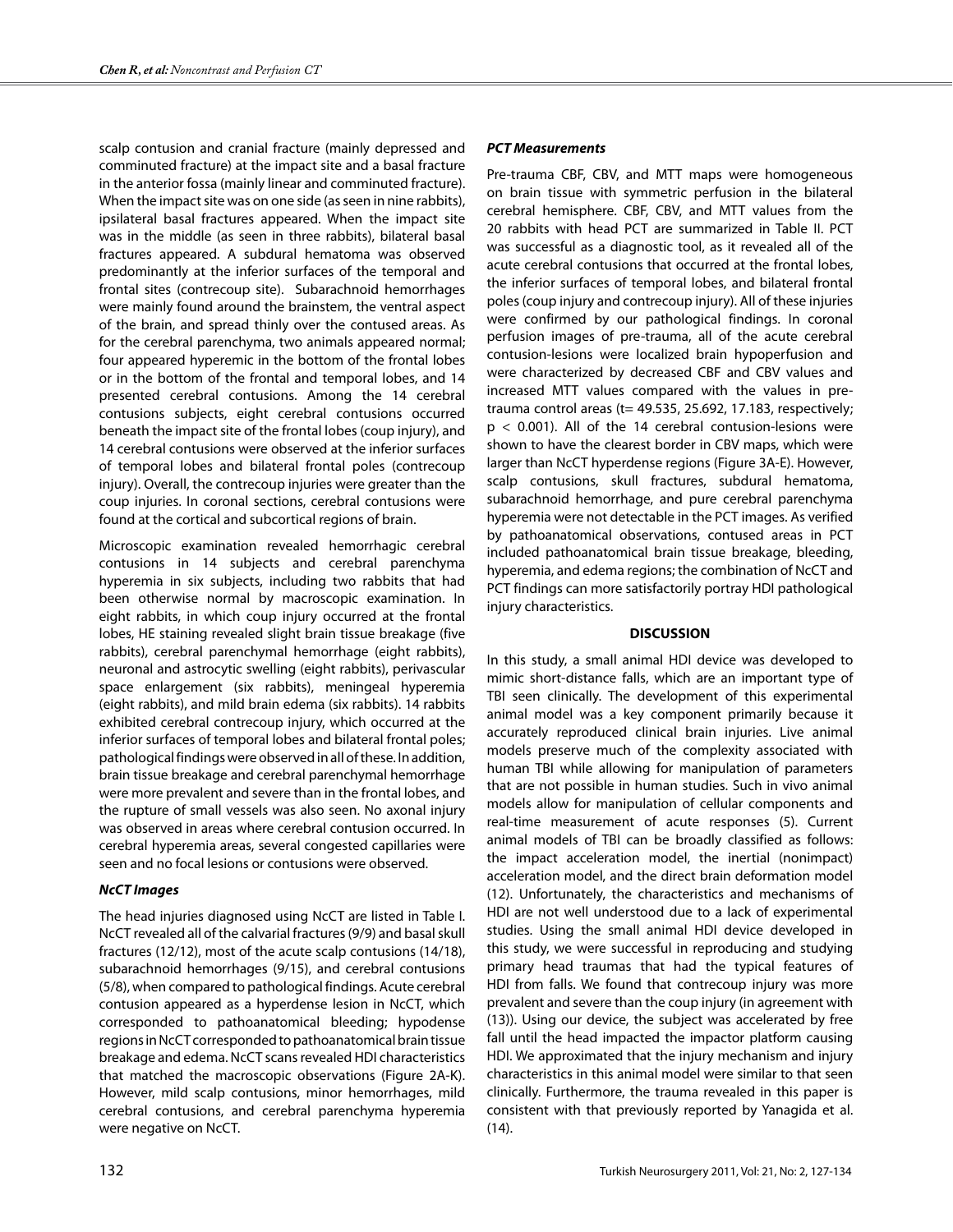scalp contusion and cranial fracture (mainly depressed and comminuted fracture) at the impact site and a basal fracture in the anterior fossa (mainly linear and comminuted fracture). When the impact site was on one side (as seen in nine rabbits), ipsilateral basal fractures appeared. When the impact site was in the middle (as seen in three rabbits), bilateral basal fractures appeared. A subdural hematoma was observed predominantly at the inferior surfaces of the temporal and frontal sites (contrecoup site). Subarachnoid hemorrhages were mainly found around the brainstem, the ventral aspect of the brain, and spread thinly over the contused areas. As for the cerebral parenchyma, two animals appeared normal; four appeared hyperemic in the bottom of the frontal lobes or in the bottom of the frontal and temporal lobes, and 14 presented cerebral contusions. Among the 14 cerebral contusions subjects, eight cerebral contusions occurred beneath the impact site of the frontal lobes (coup injury), and 14 cerebral contusions were observed at the inferior surfaces of temporal lobes and bilateral frontal poles (contrecoup injury). Overall, the contrecoup injuries were greater than the coup injuries. In coronal sections, cerebral contusions were found at the cortical and subcortical regions of brain.

Microscopic examination revealed hemorrhagic cerebral contusions in 14 subjects and cerebral parenchyma hyperemia in six subjects, including two rabbits that had been otherwise normal by macroscopic examination. In eight rabbits, in which coup injury occurred at the frontal lobes, HE staining revealed slight brain tissue breakage (five rabbits), cerebral parenchymal hemorrhage (eight rabbits), neuronal and astrocytic swelling (eight rabbits), perivascular space enlargement (six rabbits), meningeal hyperemia (eight rabbits), and mild brain edema (six rabbits). 14 rabbits exhibited cerebral contrecoup injury, which occurred at the inferior surfaces of temporal lobes and bilateral frontal poles; pathological findings were observed in all of these. In addition, brain tissue breakage and cerebral parenchymal hemorrhage were more prevalent and severe than in the frontal lobes, and the rupture of small vessels was also seen. No axonal injury was observed in areas where cerebral contusion occurred. In cerebral hyperemia areas, several congested capillaries were seen and no focal lesions or contusions were observed.

### *NcCT Images*

The head injuries diagnosed using NcCT are listed in Table I. NcCT revealed all of the calvarial fractures (9/9) and basal skull fractures (12/12), most of the acute scalp contusions (14/18), subarachnoid hemorrhages (9/15), and cerebral contusions (5/8), when compared to pathological findings. Acute cerebral contusion appeared as a hyperdense lesion in NcCT, which corresponded to pathoanatomical bleeding; hypodense regions in NcCT corresponded to pathoanatomical brain tissue breakage and edema. NcCT scans revealed HDI characteristics that matched the macroscopic observations (Figure 2A-K). However, mild scalp contusions, minor hemorrhages, mild cerebral contusions, and cerebral parenchyma hyperemia were negative on NcCT.

### *PCT Measurements*

Pre-trauma CBF, CBV, and MTT maps were homogeneous on brain tissue with symmetric perfusion in the bilateral cerebral hemisphere. CBF, CBV, and MTT values from the 20 rabbits with head PCT are summarized in Table II. PCT was successful as a diagnostic tool, as it revealed all of the acute cerebral contusions that occurred at the frontal lobes, the inferior surfaces of temporal lobes, and bilateral frontal poles (coup injury and contrecoup injury). All of these injuries were confirmed by our pathological findings. In coronal perfusion images of pre-trauma, all of the acute cerebral contusion-lesions were localized brain hypoperfusion and were characterized by decreased CBF and CBV values and increased MTT values compared with the values in pre-trauma control areas ($t= 49.535, 25.692, 17.183$, respectively; $p < 0.001$). All of the 14 cerebral contusion-lesions were shown to have the clearest border in CBV maps, which were larger than NcCT hyperdense regions (Figure 3A-E). However, scalp contusions, skull fractures, subdural hematoma, subarachnoid hemorrhage, and pure cerebral parenchyma hyperemia were not detectable in the PCT images. As verified by pathoanatomical observations, contused areas in PCT included pathoanatomical brain tissue breakage, bleeding, hyperemia, and edema regions; the combination of NcCT and PCT findings can more satisfactorily portray HDI pathological injury characteristics.

## DISCUSSION

In this study, a small animal HDI device was developed to mimic short-distance falls, which are an important type of TBI seen clinically. The development of this experimental animal model was a key component primarily because it accurately reproduced clinical brain injuries. Live animal models preserve much of the complexity associated with human TBI while allowing for manipulation of parameters that are not possible in human studies. Such in vivo animal models allow for manipulation of cellular components and real-time measurement of acute responses (5). Current animal models of TBI can be broadly classified as follows: the impact acceleration model, the inertial (nonimpact) acceleration model, and the direct brain deformation model (12). Unfortunately, the characteristics and mechanisms of HDI are not well understood due to a lack of experimental studies. Using the small animal HDI device developed in this study, we were successful in reproducing and studying primary head traumas that had the typical features of HDI from falls. We found that contrecoup injury was more prevalent and severe than the coup injury (in agreement with (13)). Using our device, the subject was accelerated by free fall until the head impacted the impactor platform causing HDI. We approximated that the injury mechanism and injury characteristics in this animal model were similar to that seen clinically. Furthermore, the trauma revealed in this paper is consistent with that previously reported by Yanagida et al. (14).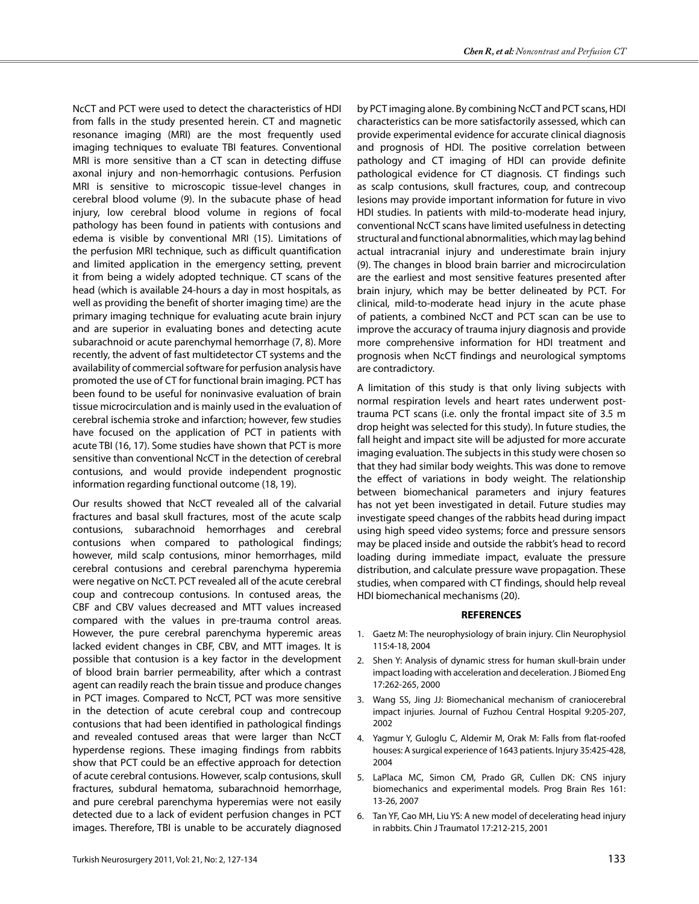NcCT and PCT were used to detect the characteristics of HDI from falls in the study presented herein. CT and magnetic resonance imaging (MRI) are the most frequently used imaging techniques to evaluate TBI features. Conventional MRI is more sensitive than a CT scan in detecting diffuse axonal injury and non-hemorrhagic contusions. Perfusion MRI is sensitive to microscopic tissue-level changes in cerebral blood volume (9). In the subacute phase of head injury, low cerebral blood volume in regions of focal pathology has been found in patients with contusions and edema is visible by conventional MRI (15). Limitations of the perfusion MRI technique, such as difficult quantification and limited application in the emergency setting, prevent it from being a widely adopted technique. CT scans of the head (which is available 24-hours a day in most hospitals, as well as providing the benefit of shorter imaging time) are the primary imaging technique for evaluating acute brain injury and are superior in evaluating bones and detecting acute subarachnoid or acute parenchymal hemorrhage (7, 8). More recently, the advent of fast multidetector CT systems and the availability of commercial software for perfusion analysis have promoted the use of CT for functional brain imaging. PCT has been found to be useful for noninvasive evaluation of brain tissue microcirculation and is mainly used in the evaluation of cerebral ischemia stroke and infarction; however, few studies have focused on the application of PCT in patients with acute TBI (16, 17). Some studies have shown that PCT is more sensitive than conventional NcCT in the detection of cerebral contusions, and would provide independent prognostic information regarding functional outcome (18, 19).

Our results showed that NcCT revealed all of the calvarial fractures and basal skull fractures, most of the acute scalp contusions, subarachnoid hemorrhages and cerebral contusions when compared to pathological findings; however, mild scalp contusions, minor hemorrhages, mild cerebral contusions and cerebral parenchyma hyperemia were negative on NcCT. PCT revealed all of the acute cerebral coup and contrecoup contusions. In contused areas, the CBF and CBV values decreased and MTT values increased compared with the values in pre-trauma control areas. However, the pure cerebral parenchyma hyperemic areas lacked evident changes in CBF, CBV, and MTT images. It is possible that contusion is a key factor in the development of blood brain barrier permeability, after which a contrast agent can readily reach the brain tissue and produce changes in PCT images. Compared to NcCT, PCT was more sensitive in the detection of acute cerebral coup and contrecoup contusions that had been identified in pathological findings and revealed contused areas that were larger than NcCT hyperdense regions. These imaging findings from rabbits show that PCT could be an effective approach for detection of acute cerebral contusions. However, scalp contusions, skull fractures, subdural hematoma, subarachnoid hemorrhage, and pure cerebral parenchyma hyperemias were not easily detected due to a lack of evident perfusion changes in PCT images. Therefore, TBI is unable to be accurately diagnosed by PCT imaging alone. By combining NcCT and PCT scans, HDI characteristics can be more satisfactorily assessed, which can provide experimental evidence for accurate clinical diagnosis and prognosis of HDI. The positive correlation between pathology and CT imaging of HDI can provide definite pathological evidence for CT diagnosis. CT findings such as scalp contusions, skull fractures, coup, and contrecoup lesions may provide important information for future in vivo HDI studies. In patients with mild-to-moderate head injury, conventional NcCT scans have limited usefulness in detecting structural and functional abnormalities, which may lag behind actual intracranial injury and underestimate brain injury (9). The changes in blood brain barrier and microcirculation are the earliest and most sensitive features presented after brain injury, which may be better delineated by PCT. For clinical, mild-to-moderate head injury in the acute phase of patients, a combined NcCT and PCT scan can be use to improve the accuracy of trauma injury diagnosis and provide more comprehensive information for HDI treatment and prognosis when NcCT findings and neurological symptoms are contradictory.

A limitation of this study is that only living subjects with normal respiration levels and heart rates underwent post-trauma PCT scans (i.e. only the frontal impact site of 3.5 m drop height was selected for this study). In future studies, the fall height and impact site will be adjusted for more accurate imaging evaluation. The subjects in this study were chosen so that they had similar body weights. This was done to remove the effect of variations in body weight. The relationship between biomechanical parameters and injury features has not yet been investigated in detail. Future studies may investigate speed changes of the rabbits head during impact using high speed video systems; force and pressure sensors may be placed inside and outside the rabbit's head to record loading during immediate impact, evaluate the pressure distribution, and calculate pressure wave propagation. These studies, when compared with CT findings, should help reveal HDI biomechanical mechanisms (20).

## REFERENCES

1. Gaetz M: The neurophysiology of brain injury. Clin Neurophysiol 115:4-18, 2004
2. Shen Y: Analysis of dynamic stress for human skull-brain under impact loading with acceleration and deceleration. J Biomed Eng 17:262-265, 2000
3. Wang SS, Jing JJ: Biomechanical mechanism of craniocerebral impact injuries. Journal of Fuzhou Central Hospital 9:205-207, 2002
4. Yagmur Y, Guloglu C, Aldemir M, Orak M: Falls from flat-roofed houses: A surgical experience of 1643 patients. Injury 35:425-428, 2004
5. LaPlaca MC, Simon CM, Prado GR, Cullen DK: CNS injury biomechanics and experimental models. Prog Brain Res 161: 13-26, 2007
6. Tan YF, Cao MH, Liu YS: A new model of decelerating head injury in rabbits. Chin J Traumatol 17:212-215, 2001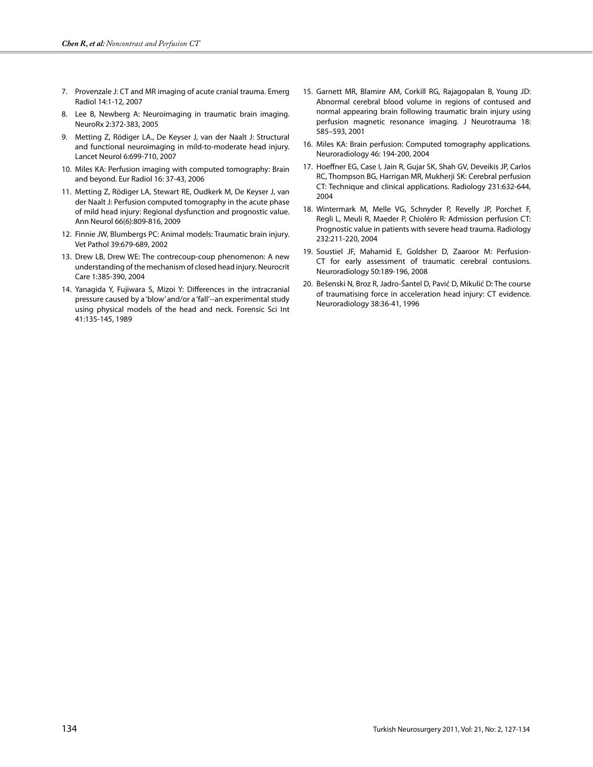7. Provenzale J: CT and MR imaging of acute cranial trauma. Emerg Radiol 14:1-12, 2007

8. Lee B, Newberg A: Neuroimaging in traumatic brain imaging. NeuroRx 2:372-383, 2005

9. Metting Z, Rödiger LA., De Keyser J, van der Naalt J: Structural and functional neuroimaging in mild-to-moderate head injury. Lancet Neurol 6:699-710, 2007

10. Miles KA: Perfusion imaging with computed tomography: Brain and beyond. Eur Radiol 16: 37-43, 2006

11. Metting Z, Rödiger LA, Stewart RE, Oudkerk M, De Keyser J, van der Naalt J: Perfusion computed tomography in the acute phase of mild head injury: Regional dysfunction and prognostic value. Ann Neurol 66(6):809-816, 2009

12. Finnie JW, Blumbergs PC: Animal models: Traumatic brain injury. Vet Pathol 39:679-689, 2002

13. Drew LB, Drew WE: The contrecoup-coup phenomenon: A new understanding of the mechanism of closed head injury. Neurocrit Care 1:385-390, 2004

14. Yanagida Y, Fujiwara S, Mizoi Y: Differences in the intracranial pressure caused by a 'blow' and/or a 'fall'--an experimental study using physical models of the head and neck. Forensic Sci Int 41:135-145, 1989

15. Garnett MR, Blamire AM, Corkill RG, Rajagopalan B, Young JD: Abnormal cerebral blood volume in regions of contused and normal appearing brain following traumatic brain injury using perfusion magnetic resonance imaging. J Neurotrauma 18: 585–593, 2001

16. Miles KA: Brain perfusion: Computed tomography applications. Neuroradiology 46: 194-200, 2004

17. Hoeffner EG, Case I, Jain R, Gujar SK, Shah GV, Deveikis JP, Carlos RC, Thompson BG, Harrigan MR, Mukherji SK: Cerebral perfusion CT: Technique and clinical applications. Radiology 231:632-644, 2004

18. Wintermark M, Melle VG, Schnyder P, Revelly JP, Porchet F, Regli L, Meuli R, Maeder P, Chioléro R: Admission perfusion CT: Prognostic value in patients with severe head trauma. Radiology 232:211-220, 2004

19. Soustiel JF, Mahamid E, Goldsher D, Zaaroor M: Perfusion-CT for early assessment of traumatic cerebral contusions. Neuroradiology 50:189-196, 2008

20. Bešenski N, Broz R, Jadro-Šantel D, Pavić D, Mikulić D: The course of traumatising force in acceleration head injury: CT evidence. Neuroradiology 38:36-41, 1996